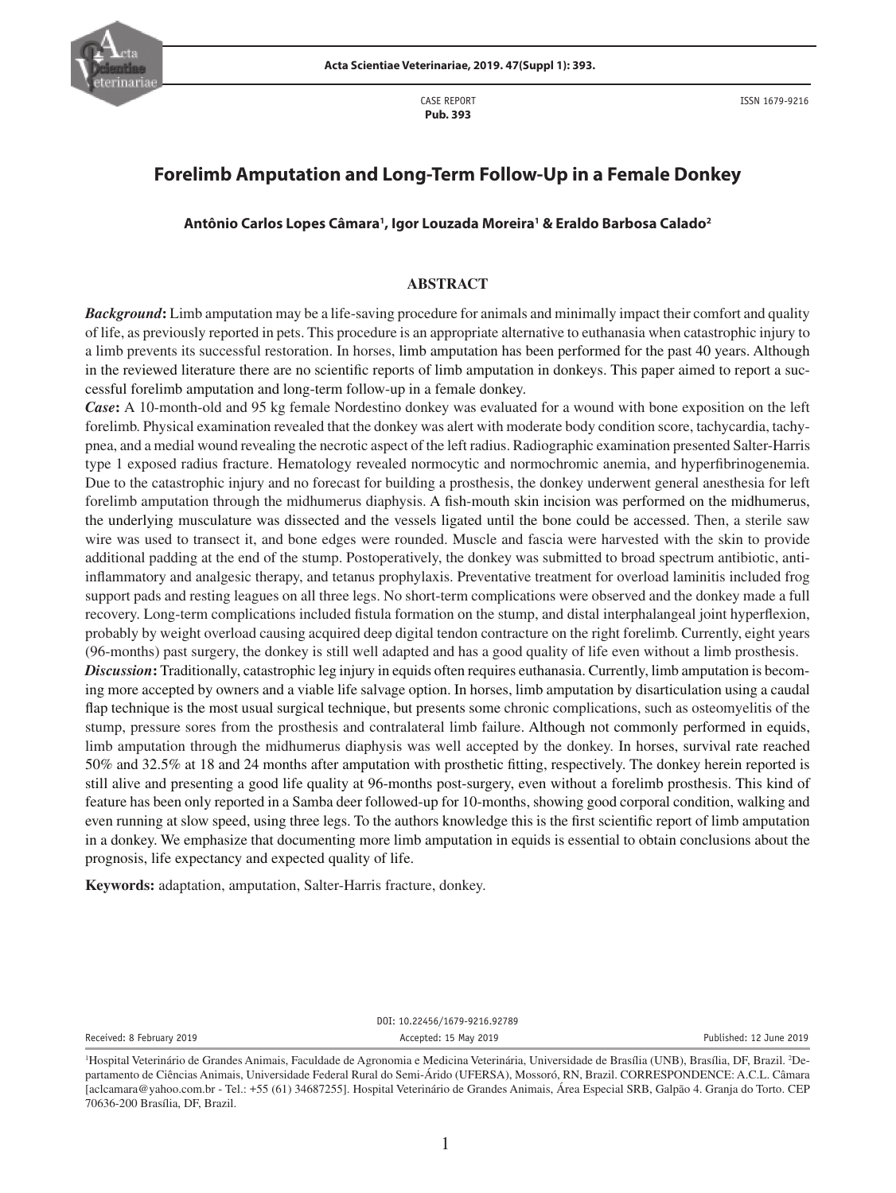CASE REPORT
**Pub. 393**

ISSN 1679-9216

# Forelimb Amputation and Long-Term Follow-Up in a Female Donkey

**Antônio Carlos Lopes Câmara[1], Igor Louzada Moreira[1] & Eraldo Barbosa Calado[2]**

## ABSTRACT

***Background*:** Limb amputation may be a life-saving procedure for animals and minimally impact their comfort and quality of life, as previously reported in pets. This procedure is an appropriate alternative to euthanasia when catastrophic injury to a limb prevents its successful restoration. In horses, limb amputation has been performed for the past 40 years. Although in the reviewed literature there are no scientific reports of limb amputation in donkeys. This paper aimed to report a successful forelimb amputation and long-term follow-up in a female donkey.

***Case*:** A 10-month-old and 95 kg female Nordestino donkey was evaluated for a wound with bone exposition on the left forelimb. Physical examination revealed that the donkey was alert with moderate body condition score, tachycardia, tachypnea, and a medial wound revealing the necrotic aspect of the left radius. Radiographic examination presented Salter-Harris type 1 exposed radius fracture. Hematology revealed normocytic and normochromic anemia, and hyperfibrinogenemia. Due to the catastrophic injury and no forecast for building a prosthesis, the donkey underwent general anesthesia for left forelimb amputation through the midhumerus diaphysis. A fish-mouth skin incision was performed on the midhumerus, the underlying musculature was dissected and the vessels ligated until the bone could be accessed. Then, a sterile saw wire was used to transect it, and bone edges were rounded. Muscle and fascia were harvested with the skin to provide additional padding at the end of the stump. Postoperatively, the donkey was submitted to broad spectrum antibiotic, anti-inflammatory and analgesic therapy, and tetanus prophylaxis. Preventative treatment for overload laminitis included frog support pads and resting leagues on all three legs. No short-term complications were observed and the donkey made a full recovery. Long-term complications included fistula formation on the stump, and distal interphalangeal joint hyperflexion, probably by weight overload causing acquired deep digital tendon contracture on the right forelimb. Currently, eight years (96-months) past surgery, the donkey is still well adapted and has a good quality of life even without a limb prosthesis.

***Discussion*:** Traditionally, catastrophic leg injury in equids often requires euthanasia. Currently, limb amputation is becoming more accepted by owners and a viable life salvage option. In horses, limb amputation by disarticulation using a caudal flap technique is the most usual surgical technique, but presents some chronic complications, such as osteomyelitis of the stump, pressure sores from the prosthesis and contralateral limb failure. Although not commonly performed in equids, limb amputation through the midhumerus diaphysis was well accepted by the donkey. In horses, survival rate reached 50% and 32.5% at 18 and 24 months after amputation with prosthetic fitting, respectively. The donkey herein reported is still alive and presenting a good life quality at 96-months post-surgery, even without a forelimb prosthesis. This kind of feature has been only reported in a Samba deer followed-up for 10-months, showing good corporal condition, walking and even running at slow speed, using three legs. To the authors knowledge this is the first scientific report of limb amputation in a donkey. We emphasize that documenting more limb amputation in equids is essential to obtain conclusions about the prognosis, life expectancy and expected quality of life.

**Keywords:** adaptation, amputation, Salter-Harris fracture, donkey.

DOI: 10.22456/1679-9216.92789

Received: 8 February 2019 | Accepted: 15 May 2019 | Published: 12 June 2019

[1]Hospital Veterinário de Grandes Animais, Faculdade de Agronomia e Medicina Veterinária, Universidade de Brasília (UNB), Brasília, DF, Brazil. [2]Departamento de Ciências Animais, Universidade Federal Rural do Semi-Árido (UFERSA), Mossoró, RN, Brazil. CORRESPONDENCE: A.C.L. Câmara [aclcamara@yahoo.com.br - Tel.: +55 (61) 34687255]. Hospital Veterinário de Grandes Animais, Área Especial SRB, Galpão 4. Granja do Torto. CEP 70636-200 Brasília, DF, Brazil.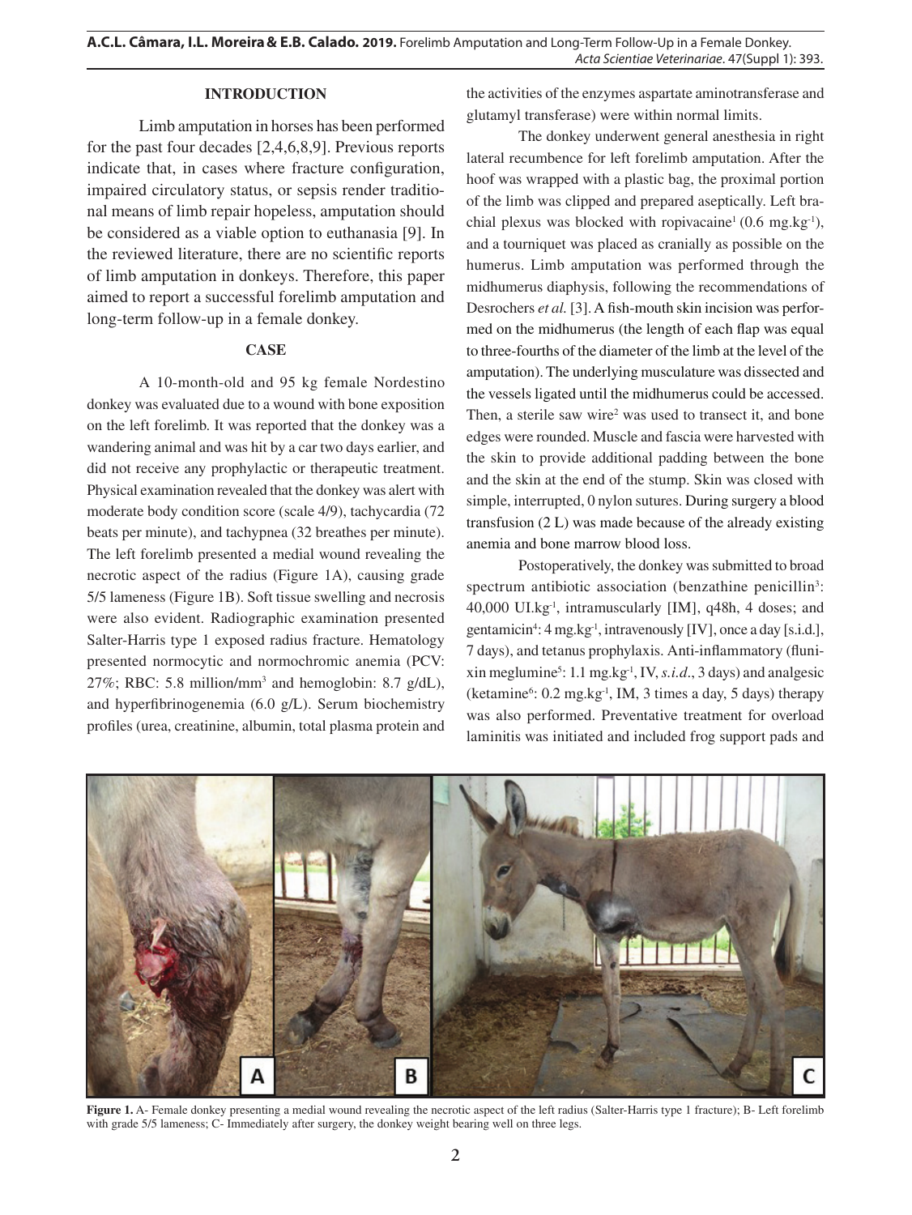## INTRODUCTION

Limb amputation in horses has been performed for the past four decades [2,4,6,8,9]. Previous reports indicate that, in cases where fracture configuration, impaired circulatory status, or sepsis render traditional means of limb repair hopeless, amputation should be considered as a viable option to euthanasia [9]. In the reviewed literature, there are no scientific reports of limb amputation in donkeys. Therefore, this paper aimed to report a successful forelimb amputation and long-term follow-up in a female donkey.

## CASE

A 10-month-old and 95 kg female Nordestino donkey was evaluated due to a wound with bone exposition on the left forelimb. It was reported that the donkey was a wandering animal and was hit by a car two days earlier, and did not receive any prophylactic or therapeutic treatment. Physical examination revealed that the donkey was alert with moderate body condition score (scale 4/9), tachycardia (72 beats per minute), and tachypnea (32 breathes per minute). The left forelimb presented a medial wound revealing the necrotic aspect of the radius (Figure 1A), causing grade 5/5 lameness (Figure 1B). Soft tissue swelling and necrosis were also evident. Radiographic examination presented Salter-Harris type 1 exposed radius fracture. Hematology presented normocytic and normochromic anemia (PCV: 27%; RBC: 5.8 million/mm$^3$ and hemoglobin: 8.7 g/dL), and hyperfibrinogenemia (6.0 g/L). Serum biochemistry profiles (urea, creatinine, albumin, total plasma protein and the activities of the enzymes aspartate aminotransferase and glutamyl transferase) were within normal limits.

The donkey underwent general anesthesia in right lateral recumbence for left forelimb amputation. After the hoof was wrapped with a plastic bag, the proximal portion of the limb was clipped and prepared aseptically. Left brachial plexus was blocked with ropivacaine[1] (0.6 mg.kg$^{-1}$), and a tourniquet was placed as cranially as possible on the humerus. Limb amputation was performed through the midhumerus diaphysis, following the recommendations of Desrochers *et al.* [3]. A fish-mouth skin incision was performed on the midhumerus (the length of each flap was equal to three-fourths of the diameter of the limb at the level of the amputation). The underlying musculature was dissected and the vessels ligated until the midhumerus could be accessed. Then, a sterile saw wire[2] was used to transect it, and bone edges were rounded. Muscle and fascia were harvested with the skin to provide additional padding between the bone and the skin at the end of the stump. Skin was closed with simple, interrupted, 0 nylon sutures. During surgery a blood transfusion (2 L) was made because of the already existing anemia and bone marrow blood loss.

Postoperatively, the donkey was submitted to broad spectrum antibiotic association (benzathine penicillin[3]: 40,000 UI.kg$^{-1}$, intramuscularly [IM], q48h, 4 doses; and gentamicin[4]: 4 mg.kg$^{-1}$, intravenously [IV], once a day [s.i.d.], 7 days), and tetanus prophylaxis. Anti-inflammatory (flunixin meglumine[5]: 1.1 mg.kg$^{-1}$, IV, *s.i.d.*, 3 days) and analgesic (ketamine[6]: 0.2 mg.kg$^{-1}$, IM, 3 times a day, 5 days) therapy was also performed. Preventative treatment for overload laminitis was initiated and included frog support pads and

**Figure 1.** A- Female donkey presenting a medial wound revealing the necrotic aspect of the left radius (Salter-Harris type 1 fracture); B- Left forelimb with grade 5/5 lameness; C- Immediately after surgery, the donkey weight bearing well on three legs.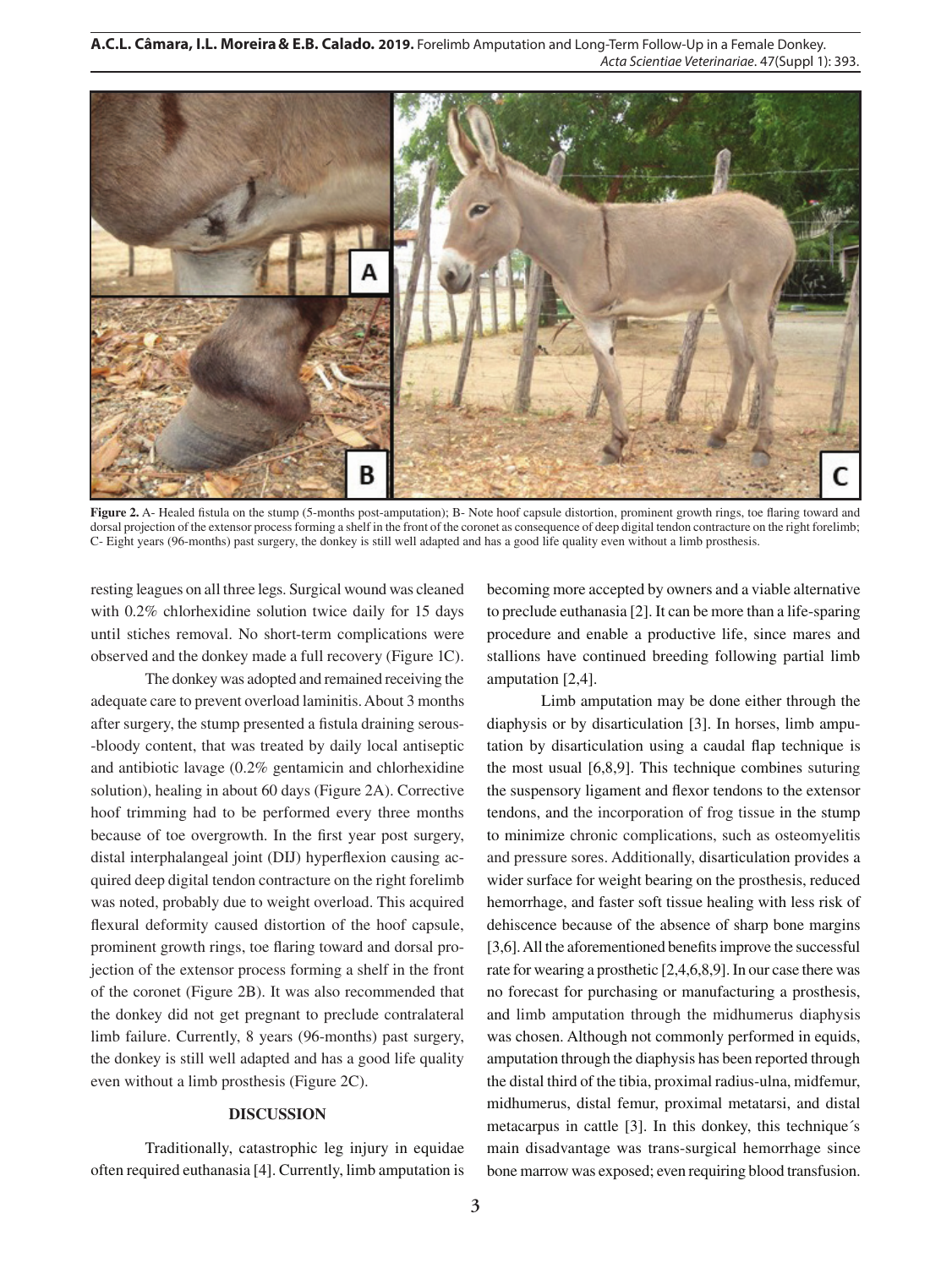**Figure 2.** A- Healed fistula on the stump (5-months post-amputation); B- Note hoof capsule distortion, prominent growth rings, toe flaring toward and dorsal projection of the extensor process forming a shelf in the front of the coronet as consequence of deep digital tendon contracture on the right forelimb; C- Eight years (96-months) past surgery, the donkey is still well adapted and has a good life quality even without a limb prosthesis.

resting leagues on all three legs. Surgical wound was cleaned with 0.2% chlorhexidine solution twice daily for 15 days until stiches removal. No short-term complications were observed and the donkey made a full recovery (Figure 1C).

The donkey was adopted and remained receiving the adequate care to prevent overload laminitis. About 3 months after surgery, the stump presented a fistula draining serous--bloody content, that was treated by daily local antiseptic and antibiotic lavage (0.2% gentamicin and chlorhexidine solution), healing in about 60 days (Figure 2A). Corrective hoof trimming had to be performed every three months because of toe overgrowth. In the first year post surgery, distal interphalangeal joint (DIJ) hyperflexion causing acquired deep digital tendon contracture on the right forelimb was noted, probably due to weight overload. This acquired flexural deformity caused distortion of the hoof capsule, prominent growth rings, toe flaring toward and dorsal projection of the extensor process forming a shelf in the front of the coronet (Figure 2B). It was also recommended that the donkey did not get pregnant to preclude contralateral limb failure. Currently, 8 years (96-months) past surgery, the donkey is still well adapted and has a good life quality even without a limb prosthesis (Figure 2C).

## DISCUSSION

Traditionally, catastrophic leg injury in equidae often required euthanasia [4]. Currently, limb amputation is becoming more accepted by owners and a viable alternative to preclude euthanasia [2]. It can be more than a life-sparing procedure and enable a productive life, since mares and stallions have continued breeding following partial limb amputation [2,4].

Limb amputation may be done either through the diaphysis or by disarticulation [3]. In horses, limb amputation by disarticulation using a caudal flap technique is the most usual [6,8,9]. This technique combines suturing the suspensory ligament and flexor tendons to the extensor tendons, and the incorporation of frog tissue in the stump to minimize chronic complications, such as osteomyelitis and pressure sores. Additionally, disarticulation provides a wider surface for weight bearing on the prosthesis, reduced hemorrhage, and faster soft tissue healing with less risk of dehiscence because of the absence of sharp bone margins [3,6]. All the aforementioned benefits improve the successful rate for wearing a prosthetic [2,4,6,8,9]. In our case there was no forecast for purchasing or manufacturing a prosthesis, and limb amputation through the midhumerus diaphysis was chosen. Although not commonly performed in equids, amputation through the diaphysis has been reported through the distal third of the tibia, proximal radius-ulna, midfemur, midhumerus, distal femur, proximal metatarsi, and distal metacarpus in cattle [3]. In this donkey, this technique´s main disadvantage was trans-surgical hemorrhage since bone marrow was exposed; even requiring blood transfusion.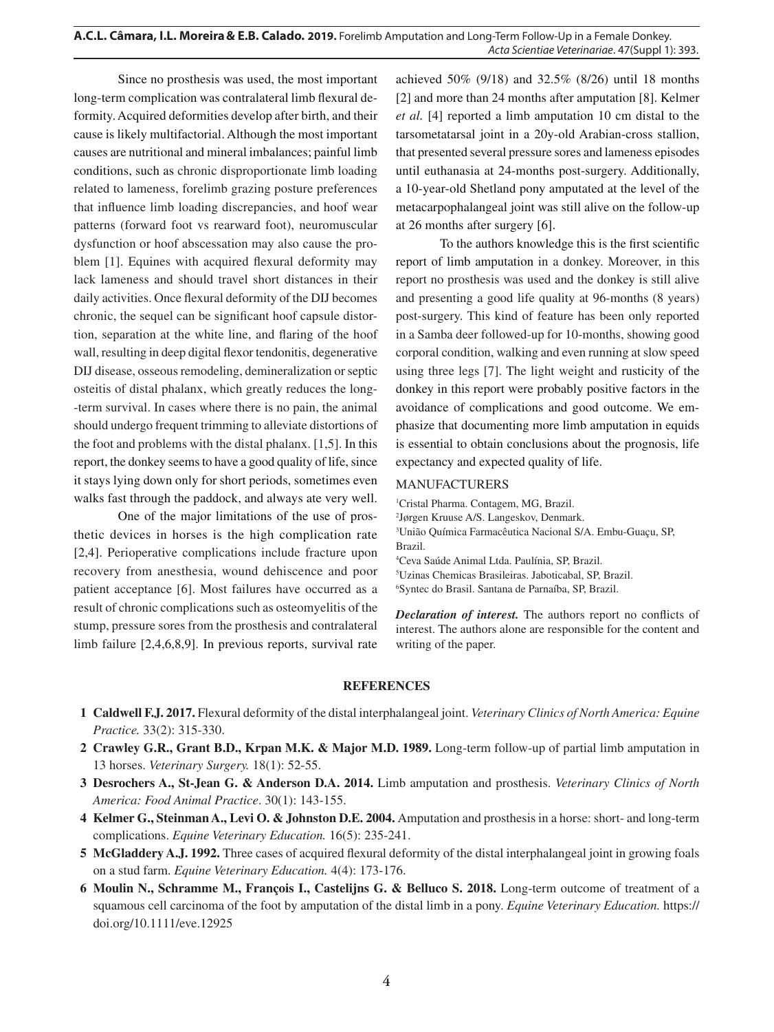Since no prosthesis was used, the most important long-term complication was contralateral limb flexural deformity. Acquired deformities develop after birth, and their cause is likely multifactorial. Although the most important causes are nutritional and mineral imbalances; painful limb conditions, such as chronic disproportionate limb loading related to lameness, forelimb grazing posture preferences that influence limb loading discrepancies, and hoof wear patterns (forward foot vs rearward foot), neuromuscular dysfunction or hoof abscessation may also cause the problem [1]. Equines with acquired flexural deformity may lack lameness and should travel short distances in their daily activities. Once flexural deformity of the DIJ becomes chronic, the sequel can be significant hoof capsule distortion, separation at the white line, and flaring of the hoof wall, resulting in deep digital flexor tendonitis, degenerative DIJ disease, osseous remodeling, demineralization or septic osteitis of distal phalanx, which greatly reduces the long-term survival. In cases where there is no pain, the animal should undergo frequent trimming to alleviate distortions of the foot and problems with the distal phalanx. [1,5]. In this report, the donkey seems to have a good quality of life, since it stays lying down only for short periods, sometimes even walks fast through the paddock, and always ate very well.

One of the major limitations of the use of prosthetic devices in horses is the high complication rate [2,4]. Perioperative complications include fracture upon recovery from anesthesia, wound dehiscence and poor patient acceptance [6]. Most failures have occurred as a result of chronic complications such as osteomyelitis of the stump, pressure sores from the prosthesis and contralateral limb failure [2,4,6,8,9]. In previous reports, survival rate achieved 50% (9/18) and 32.5% (8/26) until 18 months [2] and more than 24 months after amputation [8]. Kelmer *et al.* [4] reported a limb amputation 10 cm distal to the tarsometatarsal joint in a 20y-old Arabian-cross stallion, that presented several pressure sores and lameness episodes until euthanasia at 24-months post-surgery. Additionally, a 10-year-old Shetland pony amputated at the level of the metacarpophalangeal joint was still alive on the follow-up at 26 months after surgery [6].

To the authors knowledge this is the first scientific report of limb amputation in a donkey. Moreover, in this report no prosthesis was used and the donkey is still alive and presenting a good life quality at 96-months (8 years) post-surgery. This kind of feature has been only reported in a Samba deer followed-up for 10-months, showing good corporal condition, walking and even running at slow speed using three legs [7]. The light weight and rusticity of the donkey in this report were probably positive factors in the avoidance of complications and good outcome. We emphasize that documenting more limb amputation in equids is essential to obtain conclusions about the prognosis, life expectancy and expected quality of life.

MANUFACTURERS

[1]Cristal Pharma. Contagem, MG, Brazil.
[2]Jørgen Kruuse A/S. Langeskov, Denmark.
[3]União Química Farmacêutica Nacional S/A. Embu-Guaçu, SP, Brazil.
[4]Ceva Saúde Animal Ltda. Paulínia, SP, Brazil.
[5]Uzinas Chemicas Brasileiras. Jaboticabal, SP, Brazil.
[6]Syntec do Brasil. Santana de Parnaíba, SP, Brazil.

***Declaration of interest.*** The authors report no conflicts of interest. The authors alone are responsible for the content and writing of the paper.

## REFERENCES

1 **Caldwell F.J. 2017.** Flexural deformity of the distal interphalangeal joint. *Veterinary Clinics of North America: Equine Practice.* 33(2): 315-330.

2 **Crawley G.R., Grant B.D., Krpan M.K. & Major M.D. 1989.** Long-term follow-up of partial limb amputation in 13 horses. *Veterinary Surgery.* 18(1): 52-55.

3 **Desrochers A., St-Jean G. & Anderson D.A. 2014.** Limb amputation and prosthesis. *Veterinary Clinics of North America: Food Animal Practice*. 30(1): 143-155.

4 **Kelmer G., Steinman A., Levi O. & Johnston D.E. 2004.** Amputation and prosthesis in a horse: short- and long-term complications. *Equine Veterinary Education.* 16(5): 235-241.

5 **McGladdery A.J. 1992.** Three cases of acquired flexural deformity of the distal interphalangeal joint in growing foals on a stud farm. *Equine Veterinary Education.* 4(4): 173-176.

6 **Moulin N., Schramme M., François I., Castelijns G. & Belluco S. 2018.** Long-term outcome of treatment of a squamous cell carcinoma of the foot by amputation of the distal limb in a pony. *Equine Veterinary Education.* https://doi.org/10.1111/eve.12925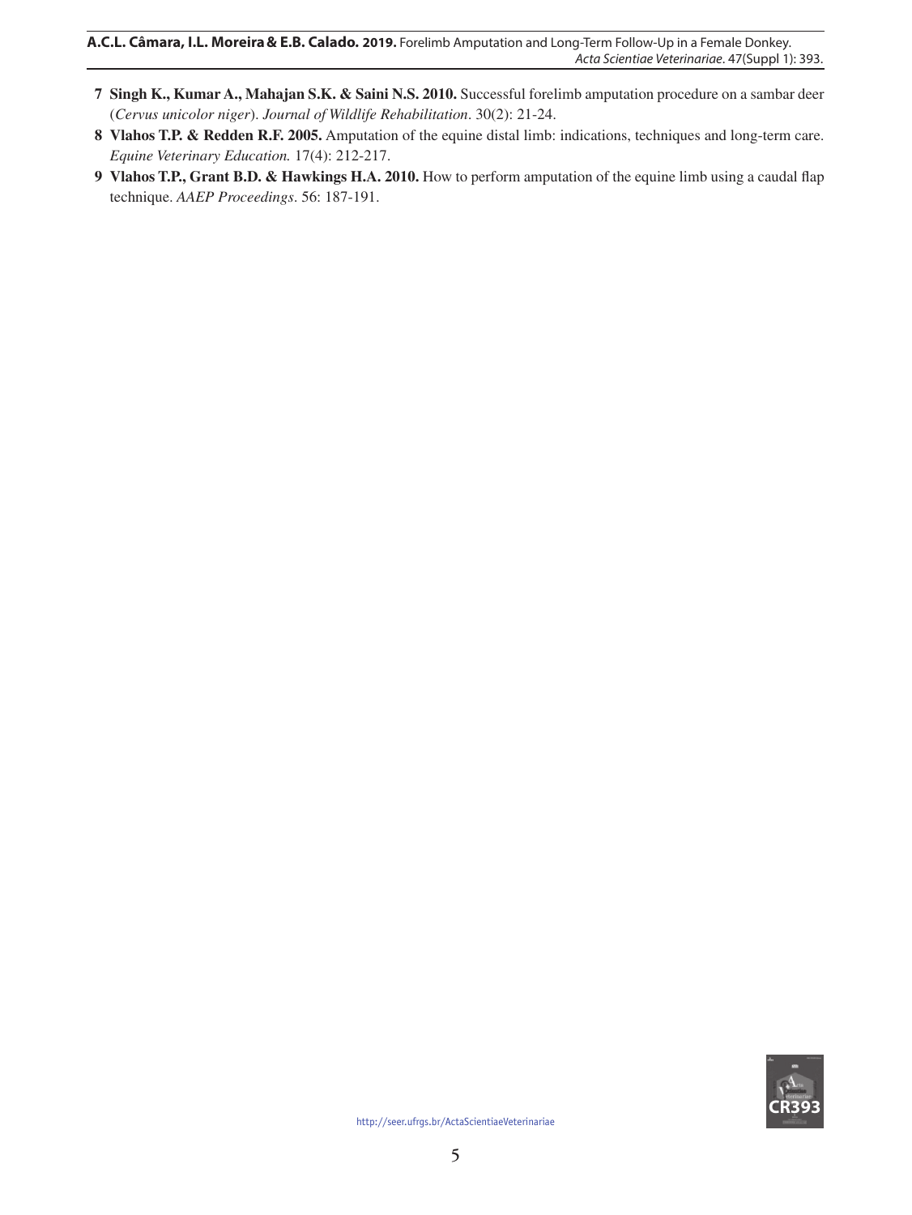7 **Singh K., Kumar A., Mahajan S.K. & Saini N.S. 2010.** Successful forelimb amputation procedure on a sambar deer (*Cervus unicolor niger*). *Journal of Wildlife Rehabilitation*. 30(2): 21-24.

8 **Vlahos T.P. & Redden R.F. 2005.** Amputation of the equine distal limb: indications, techniques and long-term care. *Equine Veterinary Education.* 17(4): 212-217.

9 **Vlahos T.P., Grant B.D. & Hawkings H.A. 2010.** How to perform amputation of the equine limb using a caudal flap technique. *AAEP Proceedings*. 56: 187-191.

CR393

http://seer.ufrgs.br/ActaScientiaeVeterinariae